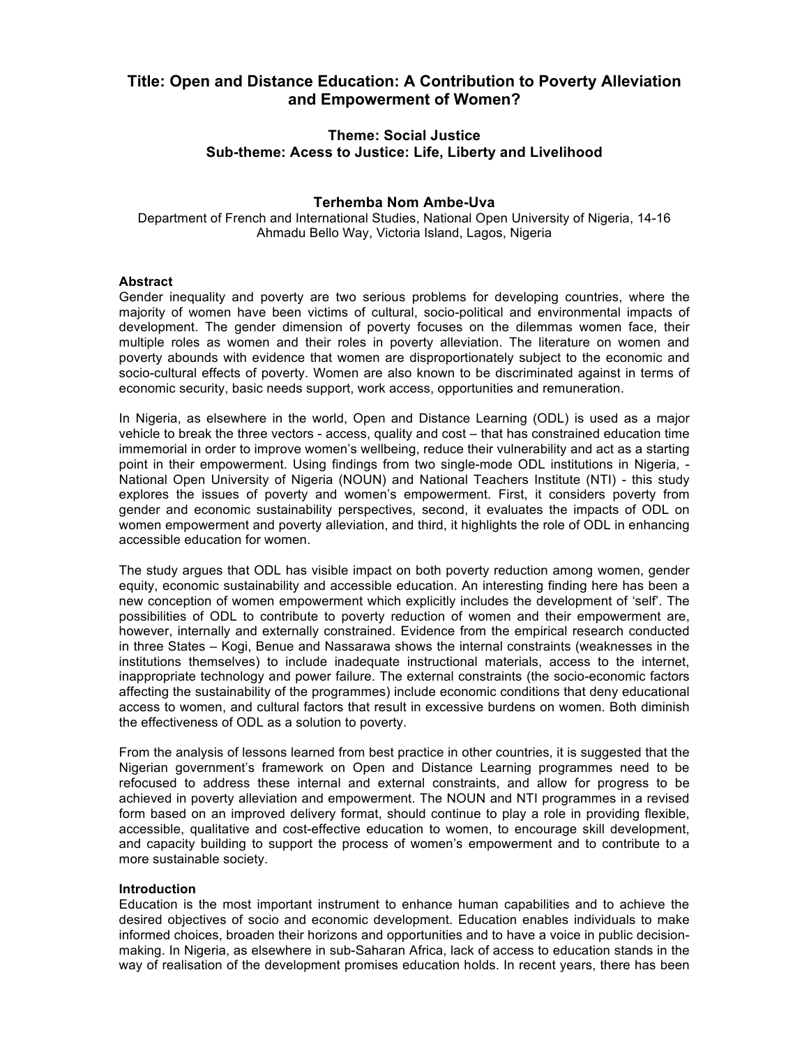# Title: Open and Distance Education: A Contribution to Poverty Alleviation and Empowerment of Women?

### Theme: Social Justice
### Sub-theme: Acess to Justice: Life, Liberty and Livelihood

**Terhemba Nom Ambe-Uva**

Department of French and International Studies, National Open University of Nigeria, 14-16 Ahmadu Bello Way, Victoria Island, Lagos, Nigeria

## Abstract

Gender inequality and poverty are two serious problems for developing countries, where the majority of women have been victims of cultural, socio-political and environmental impacts of development. The gender dimension of poverty focuses on the dilemmas women face, their multiple roles as women and their roles in poverty alleviation. The literature on women and poverty abounds with evidence that women are disproportionately subject to the economic and socio-cultural effects of poverty. Women are also known to be discriminated against in terms of economic security, basic needs support, work access, opportunities and remuneration.

In Nigeria, as elsewhere in the world, Open and Distance Learning (ODL) is used as a major vehicle to break the three vectors - access, quality and cost – that has constrained education time immemorial in order to improve women's wellbeing, reduce their vulnerability and act as a starting point in their empowerment. Using findings from two single-mode ODL institutions in Nigeria, - National Open University of Nigeria (NOUN) and National Teachers Institute (NTI) - this study explores the issues of poverty and women's empowerment. First, it considers poverty from gender and economic sustainability perspectives, second, it evaluates the impacts of ODL on women empowerment and poverty alleviation, and third, it highlights the role of ODL in enhancing accessible education for women.

The study argues that ODL has visible impact on both poverty reduction among women, gender equity, economic sustainability and accessible education. An interesting finding here has been a new conception of women empowerment which explicitly includes the development of 'self'. The possibilities of ODL to contribute to poverty reduction of women and their empowerment are, however, internally and externally constrained. Evidence from the empirical research conducted in three States – Kogi, Benue and Nassarawa shows the internal constraints (weaknesses in the institutions themselves) to include inadequate instructional materials, access to the internet, inappropriate technology and power failure. The external constraints (the socio-economic factors affecting the sustainability of the programmes) include economic conditions that deny educational access to women, and cultural factors that result in excessive burdens on women. Both diminish the effectiveness of ODL as a solution to poverty.

From the analysis of lessons learned from best practice in other countries, it is suggested that the Nigerian government's framework on Open and Distance Learning programmes need to be refocused to address these internal and external constraints, and allow for progress to be achieved in poverty alleviation and empowerment. The NOUN and NTI programmes in a revised form based on an improved delivery format, should continue to play a role in providing flexible, accessible, qualitative and cost-effective education to women, to encourage skill development, and capacity building to support the process of women's empowerment and to contribute to a more sustainable society.

## Introduction

Education is the most important instrument to enhance human capabilities and to achieve the desired objectives of socio and economic development. Education enables individuals to make informed choices, broaden their horizons and opportunities and to have a voice in public decision-making. In Nigeria, as elsewhere in sub-Saharan Africa, lack of access to education stands in the way of realisation of the development promises education holds. In recent years, there has been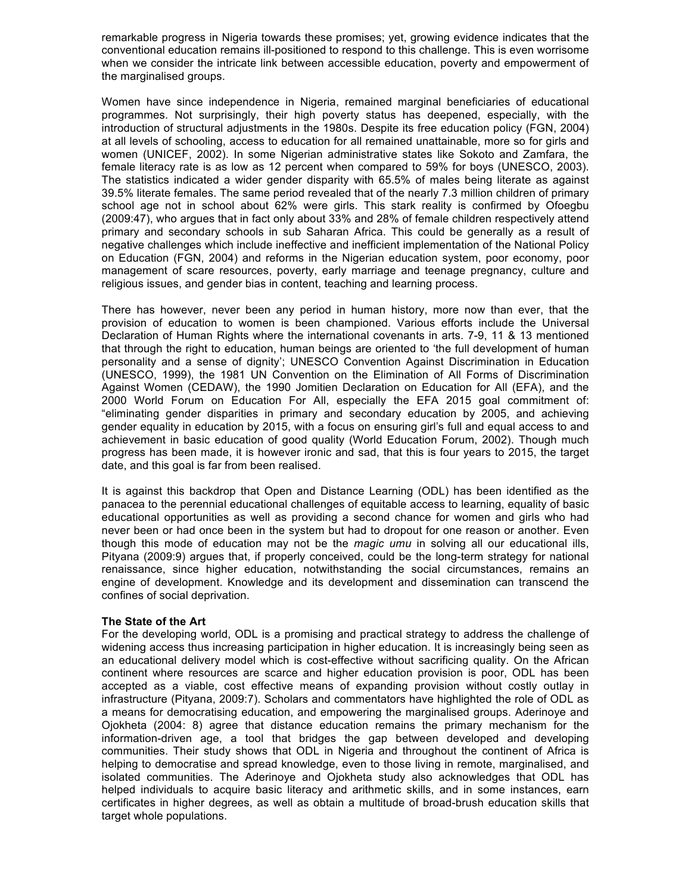remarkable progress in Nigeria towards these promises; yet, growing evidence indicates that the conventional education remains ill-positioned to respond to this challenge. This is even worrisome when we consider the intricate link between accessible education, poverty and empowerment of the marginalised groups.

Women have since independence in Nigeria, remained marginal beneficiaries of educational programmes. Not surprisingly, their high poverty status has deepened, especially, with the introduction of structural adjustments in the 1980s. Despite its free education policy (FGN, 2004) at all levels of schooling, access to education for all remained unattainable, more so for girls and women (UNICEF, 2002). In some Nigerian administrative states like Sokoto and Zamfara, the female literacy rate is as low as 12 percent when compared to 59% for boys (UNESCO, 2003). The statistics indicated a wider gender disparity with 65.5% of males being literate as against 39.5% literate females. The same period revealed that of the nearly 7.3 million children of primary school age not in school about 62% were girls. This stark reality is confirmed by Ofoegbu (2009:47), who argues that in fact only about 33% and 28% of female children respectively attend primary and secondary schools in sub Saharan Africa. This could be generally as a result of negative challenges which include ineffective and inefficient implementation of the National Policy on Education (FGN, 2004) and reforms in the Nigerian education system, poor economy, poor management of scare resources, poverty, early marriage and teenage pregnancy, culture and religious issues, and gender bias in content, teaching and learning process.

There has however, never been any period in human history, more now than ever, that the provision of education to women is been championed. Various efforts include the Universal Declaration of Human Rights where the international covenants in arts. 7-9, 11 & 13 mentioned that through the right to education, human beings are oriented to 'the full development of human personality and a sense of dignity'; UNESCO Convention Against Discrimination in Education (UNESCO, 1999), the 1981 UN Convention on the Elimination of All Forms of Discrimination Against Women (CEDAW), the 1990 Jomitien Declaration on Education for All (EFA), and the 2000 World Forum on Education For All, especially the EFA 2015 goal commitment of: "eliminating gender disparities in primary and secondary education by 2005, and achieving gender equality in education by 2015, with a focus on ensuring girl's full and equal access to and achievement in basic education of good quality (World Education Forum, 2002). Though much progress has been made, it is however ironic and sad, that this is four years to 2015, the target date, and this goal is far from been realised.

It is against this backdrop that Open and Distance Learning (ODL) has been identified as the panacea to the perennial educational challenges of equitable access to learning, equality of basic educational opportunities as well as providing a second chance for women and girls who had never been or had once been in the system but had to dropout for one reason or another. Even though this mode of education may not be the *magic umu* in solving all our educational ills, Pityana (2009:9) argues that, if properly conceived, could be the long-term strategy for national renaissance, since higher education, notwithstanding the social circumstances, remains an engine of development. Knowledge and its development and dissemination can transcend the confines of social deprivation.

**The State of the Art**

For the developing world, ODL is a promising and practical strategy to address the challenge of widening access thus increasing participation in higher education. It is increasingly being seen as an educational delivery model which is cost-effective without sacrificing quality. On the African continent where resources are scarce and higher education provision is poor, ODL has been accepted as a viable, cost effective means of expanding provision without costly outlay in infrastructure (Pityana, 2009:7). Scholars and commentators have highlighted the role of ODL as a means for democratising education, and empowering the marginalised groups. Aderinoye and Ojokheta (2004: 8) agree that distance education remains the primary mechanism for the information-driven age, a tool that bridges the gap between developed and developing communities. Their study shows that ODL in Nigeria and throughout the continent of Africa is helping to democratise and spread knowledge, even to those living in remote, marginalised, and isolated communities. The Aderinoye and Ojokheta study also acknowledges that ODL has helped individuals to acquire basic literacy and arithmetic skills, and in some instances, earn certificates in higher degrees, as well as obtain a multitude of broad-brush education skills that target whole populations.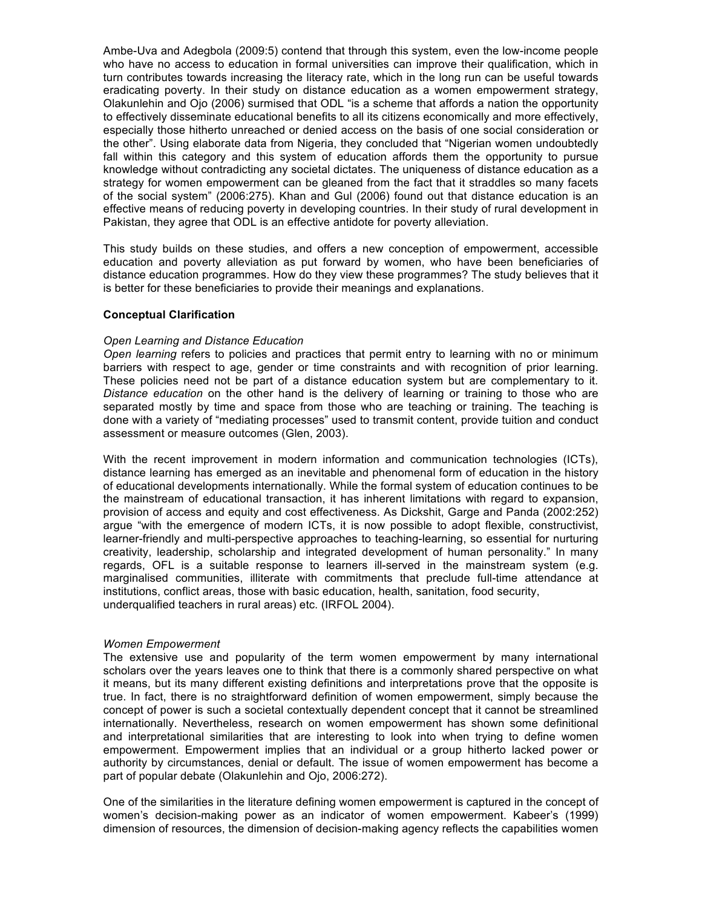Ambe-Uva and Adegbola (2009:5) contend that through this system, even the low-income people who have no access to education in formal universities can improve their qualification, which in turn contributes towards increasing the literacy rate, which in the long run can be useful towards eradicating poverty. In their study on distance education as a women empowerment strategy, Olakunlehin and Ojo (2006) surmised that ODL "is a scheme that affords a nation the opportunity to effectively disseminate educational benefits to all its citizens economically and more effectively, especially those hitherto unreached or denied access on the basis of one social consideration or the other". Using elaborate data from Nigeria, they concluded that "Nigerian women undoubtedly fall within this category and this system of education affords them the opportunity to pursue knowledge without contradicting any societal dictates. The uniqueness of distance education as a strategy for women empowerment can be gleaned from the fact that it straddles so many facets of the social system" (2006:275). Khan and Gul (2006) found out that distance education is an effective means of reducing poverty in developing countries. In their study of rural development in Pakistan, they agree that ODL is an effective antidote for poverty alleviation.

This study builds on these studies, and offers a new conception of empowerment, accessible education and poverty alleviation as put forward by women, who have been beneficiaries of distance education programmes. How do they view these programmes? The study believes that it is better for these beneficiaries to provide their meanings and explanations.

**Conceptual Clarification**

*Open Learning and Distance Education*

*Open learning* refers to policies and practices that permit entry to learning with no or minimum barriers with respect to age, gender or time constraints and with recognition of prior learning. These policies need not be part of a distance education system but are complementary to it. *Distance education* on the other hand is the delivery of learning or training to those who are separated mostly by time and space from those who are teaching or training. The teaching is done with a variety of "mediating processes" used to transmit content, provide tuition and conduct assessment or measure outcomes (Glen, 2003).

With the recent improvement in modern information and communication technologies (ICTs), distance learning has emerged as an inevitable and phenomenal form of education in the history of educational developments internationally. While the formal system of education continues to be the mainstream of educational transaction, it has inherent limitations with regard to expansion, provision of access and equity and cost effectiveness. As Dickshit, Garge and Panda (2002:252) argue "with the emergence of modern ICTs, it is now possible to adopt flexible, constructivist, learner-friendly and multi-perspective approaches to teaching-learning, so essential for nurturing creativity, leadership, scholarship and integrated development of human personality." In many regards, OFL is a suitable response to learners ill-served in the mainstream system (e.g. marginalised communities, illiterate with commitments that preclude full-time attendance at institutions, conflict areas, those with basic education, health, sanitation, food security, underqualified teachers in rural areas) etc. (IRFOL 2004).

*Women Empowerment*

The extensive use and popularity of the term women empowerment by many international scholars over the years leaves one to think that there is a commonly shared perspective on what it means, but its many different existing definitions and interpretations prove that the opposite is true. In fact, there is no straightforward definition of women empowerment, simply because the concept of power is such a societal contextually dependent concept that it cannot be streamlined internationally. Nevertheless, research on women empowerment has shown some definitional and interpretational similarities that are interesting to look into when trying to define women empowerment. Empowerment implies that an individual or a group hitherto lacked power or authority by circumstances, denial or default. The issue of women empowerment has become a part of popular debate (Olakunlehin and Ojo, 2006:272).

One of the similarities in the literature defining women empowerment is captured in the concept of women's decision-making power as an indicator of women empowerment. Kabeer's (1999) dimension of resources, the dimension of decision-making agency reflects the capabilities women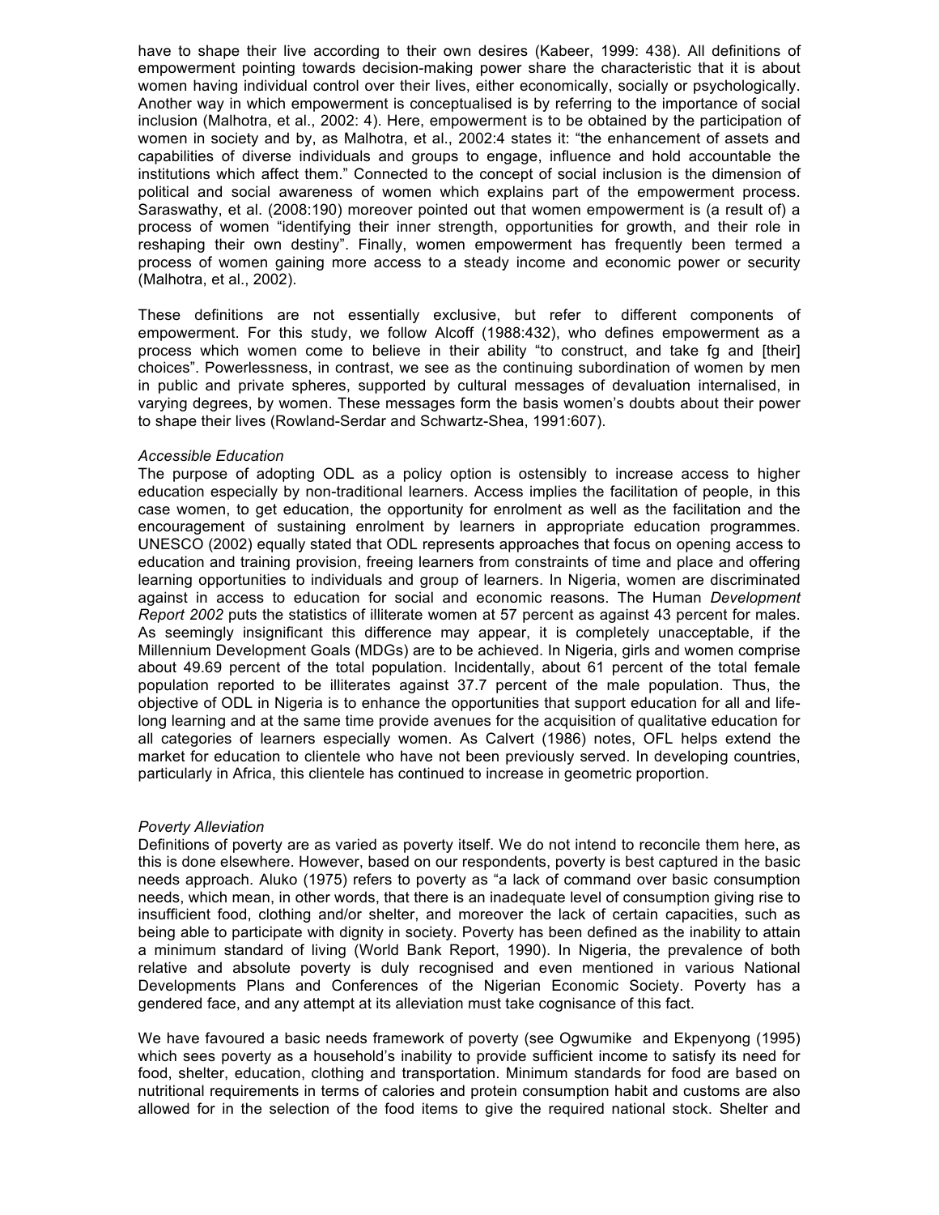have to shape their live according to their own desires (Kabeer, 1999: 438). All definitions of empowerment pointing towards decision-making power share the characteristic that it is about women having individual control over their lives, either economically, socially or psychologically. Another way in which empowerment is conceptualised is by referring to the importance of social inclusion (Malhotra, et al., 2002: 4). Here, empowerment is to be obtained by the participation of women in society and by, as Malhotra, et al., 2002:4 states it: "the enhancement of assets and capabilities of diverse individuals and groups to engage, influence and hold accountable the institutions which affect them." Connected to the concept of social inclusion is the dimension of political and social awareness of women which explains part of the empowerment process. Saraswathy, et al. (2008:190) moreover pointed out that women empowerment is (a result of) a process of women "identifying their inner strength, opportunities for growth, and their role in reshaping their own destiny". Finally, women empowerment has frequently been termed a process of women gaining more access to a steady income and economic power or security (Malhotra, et al., 2002).

These definitions are not essentially exclusive, but refer to different components of empowerment. For this study, we follow Alcoff (1988:432), who defines empowerment as a process which women come to believe in their ability "to construct, and take fg and [their] choices". Powerlessness, in contrast, we see as the continuing subordination of women by men in public and private spheres, supported by cultural messages of devaluation internalised, in varying degrees, by women. These messages form the basis women's doubts about their power to shape their lives (Rowland-Serdar and Schwartz-Shea, 1991:607).

*Accessible Education*

The purpose of adopting ODL as a policy option is ostensibly to increase access to higher education especially by non-traditional learners. Access implies the facilitation of people, in this case women, to get education, the opportunity for enrolment as well as the facilitation and the encouragement of sustaining enrolment by learners in appropriate education programmes. UNESCO (2002) equally stated that ODL represents approaches that focus on opening access to education and training provision, freeing learners from constraints of time and place and offering learning opportunities to individuals and group of learners. In Nigeria, women are discriminated against in access to education for social and economic reasons. The Human *Development Report 2002* puts the statistics of illiterate women at 57 percent as against 43 percent for males. As seemingly insignificant this difference may appear, it is completely unacceptable, if the Millennium Development Goals (MDGs) are to be achieved. In Nigeria, girls and women comprise about 49.69 percent of the total population. Incidentally, about 61 percent of the total female population reported to be illiterates against 37.7 percent of the male population. Thus, the objective of ODL in Nigeria is to enhance the opportunities that support education for all and life-long learning and at the same time provide avenues for the acquisition of qualitative education for all categories of learners especially women. As Calvert (1986) notes, OFL helps extend the market for education to clientele who have not been previously served. In developing countries, particularly in Africa, this clientele has continued to increase in geometric proportion.

*Poverty Alleviation*

Definitions of poverty are as varied as poverty itself. We do not intend to reconcile them here, as this is done elsewhere. However, based on our respondents, poverty is best captured in the basic needs approach. Aluko (1975) refers to poverty as "a lack of command over basic consumption needs, which mean, in other words, that there is an inadequate level of consumption giving rise to insufficient food, clothing and/or shelter, and moreover the lack of certain capacities, such as being able to participate with dignity in society. Poverty has been defined as the inability to attain a minimum standard of living (World Bank Report, 1990). In Nigeria, the prevalence of both relative and absolute poverty is duly recognised and even mentioned in various National Developments Plans and Conferences of the Nigerian Economic Society. Poverty has a gendered face, and any attempt at its alleviation must take cognisance of this fact.

We have favoured a basic needs framework of poverty (see Ogwumike and Ekpenyong (1995) which sees poverty as a household's inability to provide sufficient income to satisfy its need for food, shelter, education, clothing and transportation. Minimum standards for food are based on nutritional requirements in terms of calories and protein consumption habit and customs are also allowed for in the selection of the food items to give the required national stock. Shelter and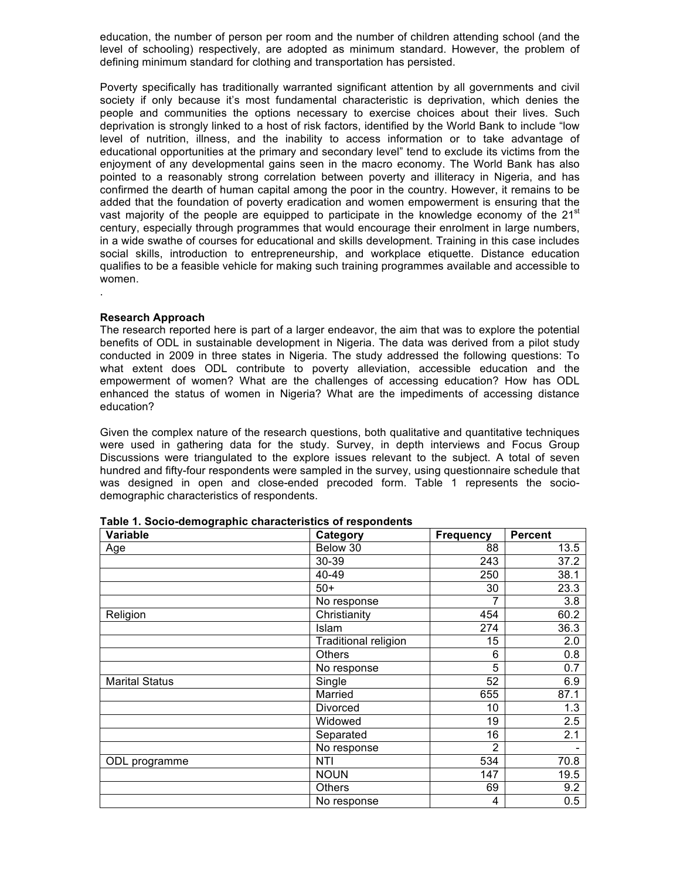education, the number of person per room and the number of children attending school (and the level of schooling) respectively, are adopted as minimum standard. However, the problem of defining minimum standard for clothing and transportation has persisted.

Poverty specifically has traditionally warranted significant attention by all governments and civil society if only because it's most fundamental characteristic is deprivation, which denies the people and communities the options necessary to exercise choices about their lives. Such deprivation is strongly linked to a host of risk factors, identified by the World Bank to include "low level of nutrition, illness, and the inability to access information or to take advantage of educational opportunities at the primary and secondary level" tend to exclude its victims from the enjoyment of any developmental gains seen in the macro economy. The World Bank has also pointed to a reasonably strong correlation between poverty and illiteracy in Nigeria, and has confirmed the dearth of human capital among the poor in the country. However, it remains to be added that the foundation of poverty eradication and women empowerment is ensuring that the vast majority of the people are equipped to participate in the knowledge economy of the 21st century, especially through programmes that would encourage their enrolment in large numbers, in a wide swathe of courses for educational and skills development. Training in this case includes social skills, introduction to entrepreneurship, and workplace etiquette. Distance education qualifies to be a feasible vehicle for making such training programmes available and accessible to women.

.

**Research Approach**

The research reported here is part of a larger endeavor, the aim that was to explore the potential benefits of ODL in sustainable development in Nigeria. The data was derived from a pilot study conducted in 2009 in three states in Nigeria. The study addressed the following questions: To what extent does ODL contribute to poverty alleviation, accessible education and the empowerment of women? What are the challenges of accessing education? How has ODL enhanced the status of women in Nigeria? What are the impediments of accessing distance education?

Given the complex nature of the research questions, both qualitative and quantitative techniques were used in gathering data for the study. Survey, in depth interviews and Focus Group Discussions were triangulated to the explore issues relevant to the subject. A total of seven hundred and fifty-four respondents were sampled in the survey, using questionnaire schedule that was designed in open and close-ended precoded form. Table 1 represents the socio-demographic characteristics of respondents.

**Table 1. Socio-demographic characteristics of respondents**

| Variable | Category | Frequency | Percent |
|---|---|---|---|
| Age | Below 30 | 88 | 13.5 |
| | 30-39 | 243 | 37.2 |
| | 40-49 | 250 | 38.1 |
| | 50+ | 30 | 23.3 |
| | No response | 7 | 3.8 |
| Religion | Christianity | 454 | 60.2 |
| | Islam | 274 | 36.3 |
| | Traditional religion | 15 | 2.0 |
| | Others | 6 | 0.8 |
| | No response | 5 | 0.7 |
| Marital Status | Single | 52 | 6.9 |
| | Married | 655 | 87.1 |
| | Divorced | 10 | 1.3 |
| | Widowed | 19 | 2.5 |
| | Separated | 16 | 2.1 |
| | No response | 2 | - |
| ODL programme | NTI | 534 | 70.8 |
| | NOUN | 147 | 19.5 |
| | Others | 69 | 9.2 |
| | No response | 4 | 0.5 |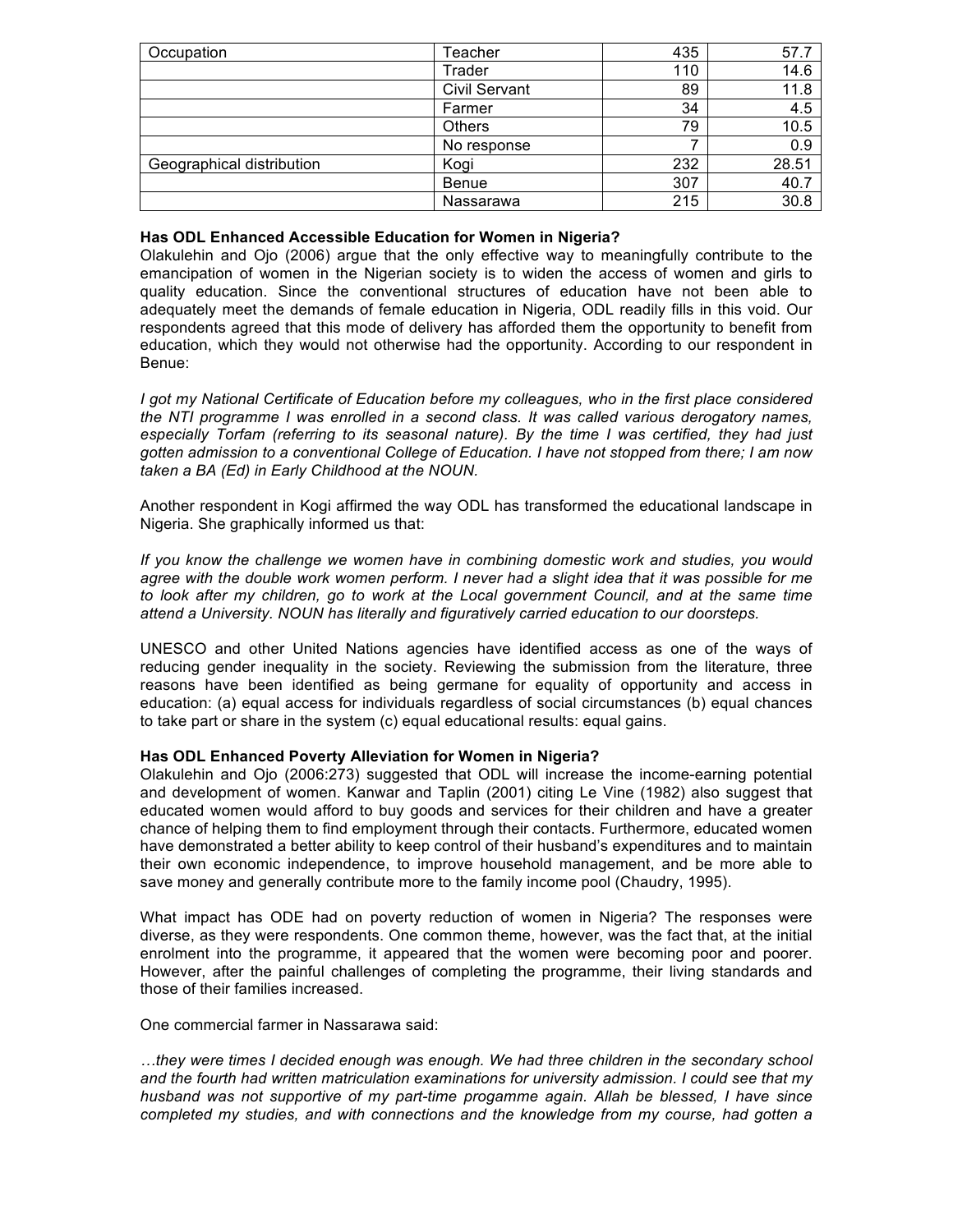| | | | |
|---|---|---|---|
| Occupation | Teacher | 435 | 57.7 |
| | Trader | 110 | 14.6 |
| | Civil Servant | 89 | 11.8 |
| | Farmer | 34 | 4.5 |
| | Others | 79 | 10.5 |
| | No response | 7 | 0.9 |
| Geographical distribution | Kogi | 232 | 28.51 |
| | Benue | 307 | 40.7 |
| | Nassarawa | 215 | 30.8 |

**Has ODL Enhanced Accessible Education for Women in Nigeria?**

Olakulehin and Ojo (2006) argue that the only effective way to meaningfully contribute to the emancipation of women in the Nigerian society is to widen the access of women and girls to quality education. Since the conventional structures of education have not been able to adequately meet the demands of female education in Nigeria, ODL readily fills in this void. Our respondents agreed that this mode of delivery has afforded them the opportunity to benefit from education, which they would not otherwise had the opportunity. According to our respondent in Benue:

*I got my National Certificate of Education before my colleagues, who in the first place considered the NTI programme I was enrolled in a second class. It was called various derogatory names, especially Torfam (referring to its seasonal nature). By the time I was certified, they had just gotten admission to a conventional College of Education. I have not stopped from there; I am now taken a BA (Ed) in Early Childhood at the NOUN.*

Another respondent in Kogi affirmed the way ODL has transformed the educational landscape in Nigeria. She graphically informed us that:

*If you know the challenge we women have in combining domestic work and studies, you would agree with the double work women perform. I never had a slight idea that it was possible for me to look after my children, go to work at the Local government Council, and at the same time attend a University. NOUN has literally and figuratively carried education to our doorsteps.*

UNESCO and other United Nations agencies have identified access as one of the ways of reducing gender inequality in the society. Reviewing the submission from the literature, three reasons have been identified as being germane for equality of opportunity and access in education: (a) equal access for individuals regardless of social circumstances (b) equal chances to take part or share in the system (c) equal educational results: equal gains.

**Has ODL Enhanced Poverty Alleviation for Women in Nigeria?**

Olakulehin and Ojo (2006:273) suggested that ODL will increase the income-earning potential and development of women. Kanwar and Taplin (2001) citing Le Vine (1982) also suggest that educated women would afford to buy goods and services for their children and have a greater chance of helping them to find employment through their contacts. Furthermore, educated women have demonstrated a better ability to keep control of their husband's expenditures and to maintain their own economic independence, to improve household management, and be more able to save money and generally contribute more to the family income pool (Chaudry, 1995).

What impact has ODE had on poverty reduction of women in Nigeria? The responses were diverse, as they were respondents. One common theme, however, was the fact that, at the initial enrolment into the programme, it appeared that the women were becoming poor and poorer. However, after the painful challenges of completing the programme, their living standards and those of their families increased.

One commercial farmer in Nassarawa said:

*…they were times I decided enough was enough. We had three children in the secondary school and the fourth had written matriculation examinations for university admission. I could see that my husband was not supportive of my part-time progamme again. Allah be blessed, I have since completed my studies, and with connections and the knowledge from my course, had gotten a*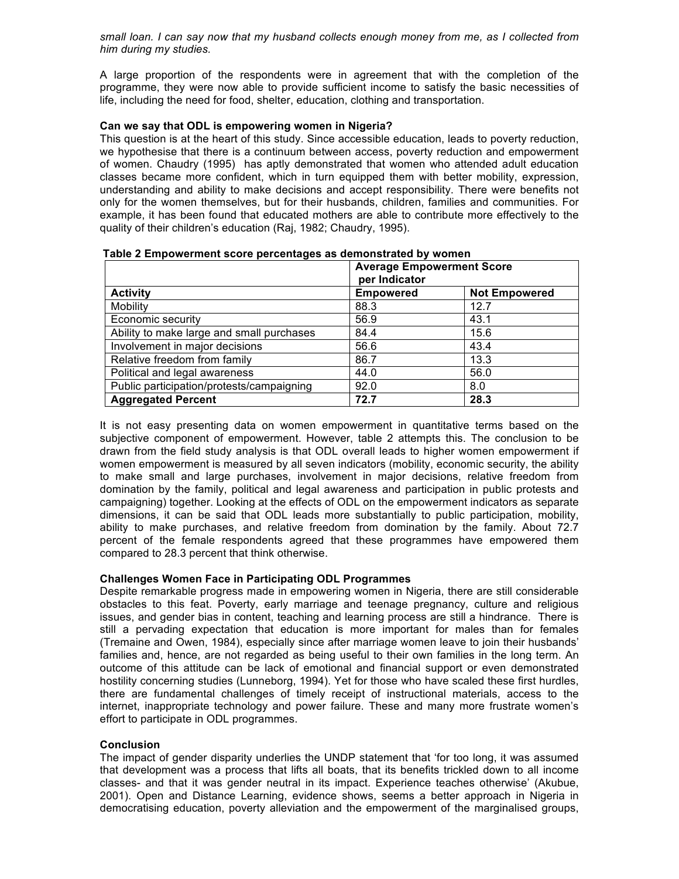*small loan. I can say now that my husband collects enough money from me, as I collected from him during my studies.*

A large proportion of the respondents were in agreement that with the completion of the programme, they were now able to provide sufficient income to satisfy the basic necessities of life, including the need for food, shelter, education, clothing and transportation.

**Can we say that ODL is empowering women in Nigeria?**

This question is at the heart of this study. Since accessible education, leads to poverty reduction, we hypothesise that there is a continuum between access, poverty reduction and empowerment of women. Chaudry (1995) has aptly demonstrated that women who attended adult education classes became more confident, which in turn equipped them with better mobility, expression, understanding and ability to make decisions and accept responsibility. There were benefits not only for the women themselves, but for their husbands, children, families and communities. For example, it has been found that educated mothers are able to contribute more effectively to the quality of their children's education (Raj, 1982; Chaudry, 1995).

**Table 2 Empowerment score percentages as demonstrated by women**

| | **Average Empowerment Score per Indicator** | |
|---|---|---|
| **Activity** | **Empowered** | **Not Empowered** |
| Mobility | 88.3 | 12.7 |
| Economic security | 56.9 | 43.1 |
| Ability to make large and small purchases | 84.4 | 15.6 |
| Involvement in major decisions | 56.6 | 43.4 |
| Relative freedom from family | 86.7 | 13.3 |
| Political and legal awareness | 44.0 | 56.0 |
| Public participation/protests/campaigning | 92.0 | 8.0 |
| **Aggregated Percent** | **72.7** | **28.3** |

It is not easy presenting data on women empowerment in quantitative terms based on the subjective component of empowerment. However, table 2 attempts this. The conclusion to be drawn from the field study analysis is that ODL overall leads to higher women empowerment if women empowerment is measured by all seven indicators (mobility, economic security, the ability to make small and large purchases, involvement in major decisions, relative freedom from domination by the family, political and legal awareness and participation in public protests and campaigning) together. Looking at the effects of ODL on the empowerment indicators as separate dimensions, it can be said that ODL leads more substantially to public participation, mobility, ability to make purchases, and relative freedom from domination by the family. About 72.7 percent of the female respondents agreed that these programmes have empowered them compared to 28.3 percent that think otherwise.

**Challenges Women Face in Participating ODL Programmes**

Despite remarkable progress made in empowering women in Nigeria, there are still considerable obstacles to this feat. Poverty, early marriage and teenage pregnancy, culture and religious issues, and gender bias in content, teaching and learning process are still a hindrance. There is still a pervading expectation that education is more important for males than for females (Tremaine and Owen, 1984), especially since after marriage women leave to join their husbands' families and, hence, are not regarded as being useful to their own families in the long term. An outcome of this attitude can be lack of emotional and financial support or even demonstrated hostility concerning studies (Lunneborg, 1994). Yet for those who have scaled these first hurdles, there are fundamental challenges of timely receipt of instructional materials, access to the internet, inappropriate technology and power failure. These and many more frustrate women's effort to participate in ODL programmes.

**Conclusion**

The impact of gender disparity underlies the UNDP statement that 'for too long, it was assumed that development was a process that lifts all boats, that its benefits trickled down to all income classes- and that it was gender neutral in its impact. Experience teaches otherwise' (Akubue, 2001). Open and Distance Learning, evidence shows, seems a better approach in Nigeria in democratising education, poverty alleviation and the empowerment of the marginalised groups,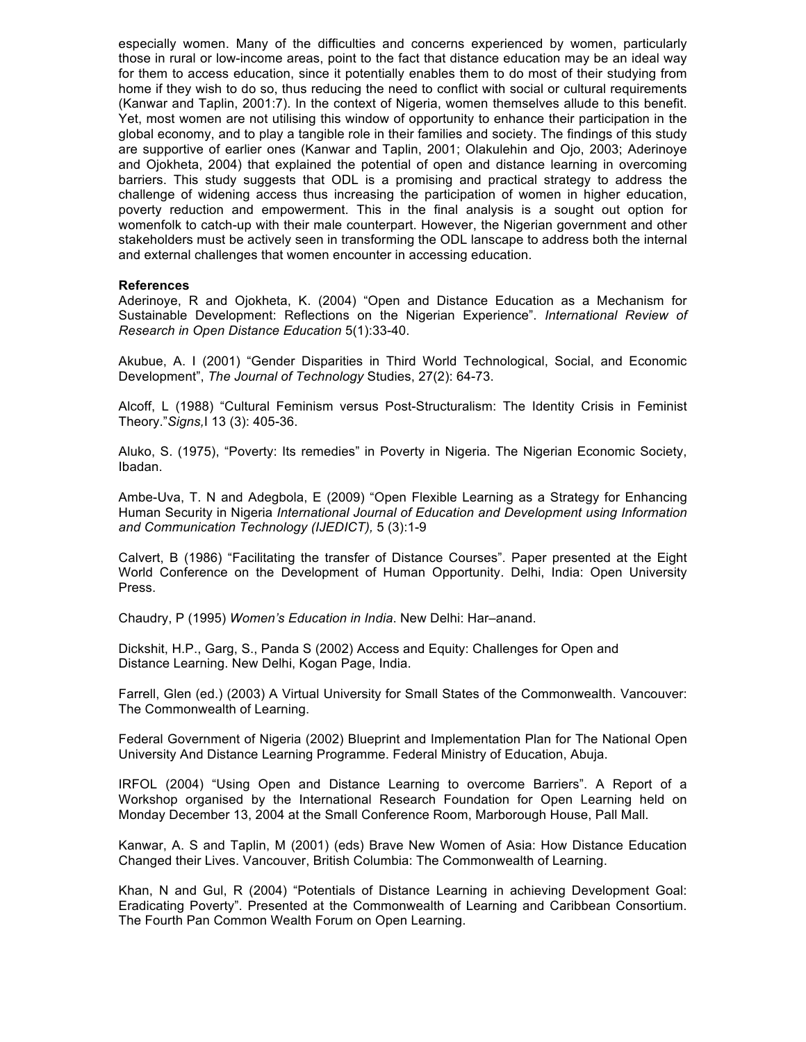especially women. Many of the difficulties and concerns experienced by women, particularly those in rural or low-income areas, point to the fact that distance education may be an ideal way for them to access education, since it potentially enables them to do most of their studying from home if they wish to do so, thus reducing the need to conflict with social or cultural requirements (Kanwar and Taplin, 2001:7). In the context of Nigeria, women themselves allude to this benefit. Yet, most women are not utilising this window of opportunity to enhance their participation in the global economy, and to play a tangible role in their families and society. The findings of this study are supportive of earlier ones (Kanwar and Taplin, 2001; Olakulehin and Ojo, 2003; Aderinoye and Ojokheta, 2004) that explained the potential of open and distance learning in overcoming barriers. This study suggests that ODL is a promising and practical strategy to address the challenge of widening access thus increasing the participation of women in higher education, poverty reduction and empowerment. This in the final analysis is a sought out option for womenfolk to catch-up with their male counterpart. However, the Nigerian government and other stakeholders must be actively seen in transforming the ODL lanscape to address both the internal and external challenges that women encounter in accessing education.

**References**

Aderinoye, R and Ojokheta, K. (2004) "Open and Distance Education as a Mechanism for Sustainable Development: Reflections on the Nigerian Experience". *International Review of Research in Open Distance Education* 5(1):33-40.

Akubue, A. I (2001) "Gender Disparities in Third World Technological, Social, and Economic Development", *The Journal of Technology* Studies, 27(2): 64-73.

Alcoff, L (1988) "Cultural Feminism versus Post-Structuralism: The Identity Crisis in Feminist Theory."*Signs,*I 13 (3): 405-36.

Aluko, S. (1975), "Poverty: Its remedies" in Poverty in Nigeria. The Nigerian Economic Society, Ibadan.

Ambe-Uva, T. N and Adegbola, E (2009) "Open Flexible Learning as a Strategy for Enhancing Human Security in Nigeria *International Journal of Education and Development using Information and Communication Technology (IJEDICT),* 5 (3):1-9

Calvert, B (1986) "Facilitating the transfer of Distance Courses". Paper presented at the Eight World Conference on the Development of Human Opportunity. Delhi, India: Open University Press.

Chaudry, P (1995) *Women's Education in India*. New Delhi: Har–anand.

Dickshit, H.P., Garg, S., Panda S (2002) Access and Equity: Challenges for Open and Distance Learning. New Delhi, Kogan Page, India.

Farrell, Glen (ed.) (2003) A Virtual University for Small States of the Commonwealth. Vancouver: The Commonwealth of Learning.

Federal Government of Nigeria (2002) Blueprint and Implementation Plan for The National Open University And Distance Learning Programme. Federal Ministry of Education, Abuja.

IRFOL (2004) "Using Open and Distance Learning to overcome Barriers". A Report of a Workshop organised by the International Research Foundation for Open Learning held on Monday December 13, 2004 at the Small Conference Room, Marborough House, Pall Mall.

Kanwar, A. S and Taplin, M (2001) (eds) Brave New Women of Asia: How Distance Education Changed their Lives. Vancouver, British Columbia: The Commonwealth of Learning.

Khan, N and Gul, R (2004) "Potentials of Distance Learning in achieving Development Goal: Eradicating Poverty". Presented at the Commonwealth of Learning and Caribbean Consortium. The Fourth Pan Common Wealth Forum on Open Learning.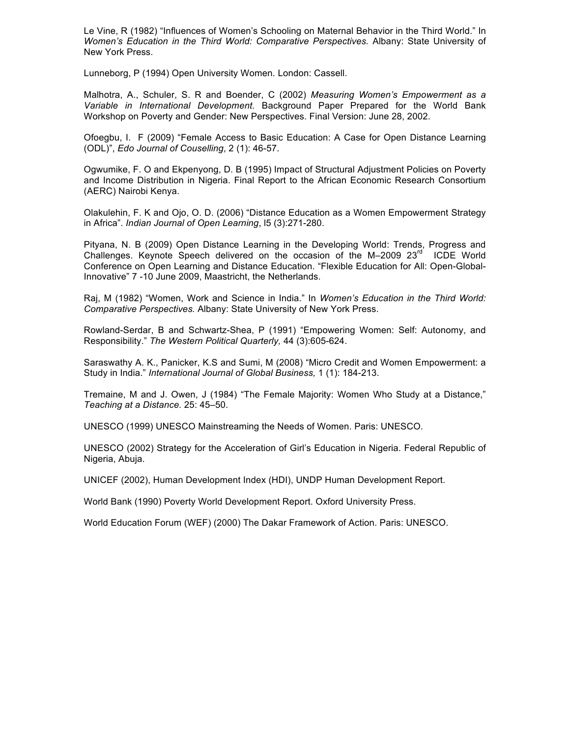Le Vine, R (1982) "Influences of Women's Schooling on Maternal Behavior in the Third World." In *Women's Education in the Third World: Comparative Perspectives.* Albany: State University of New York Press.

Lunneborg, P (1994) Open University Women. London: Cassell.

Malhotra, A., Schuler, S. R and Boender, C (2002) *Measuring Women's Empowerment as a Variable in International Development.* Background Paper Prepared for the World Bank Workshop on Poverty and Gender: New Perspectives. Final Version: June 28, 2002.

Ofoegbu, I. F (2009) "Female Access to Basic Education: A Case for Open Distance Learning (ODL)", *Edo Journal of Couselling*, 2 (1): 46-57.

Ogwumike, F. O and Ekpenyong, D. B (1995) Impact of Structural Adjustment Policies on Poverty and Income Distribution in Nigeria. Final Report to the African Economic Research Consortium (AERC) Nairobi Kenya.

Olakulehin, F. K and Ojo, O. D. (2006) "Distance Education as a Women Empowerment Strategy in Africa". *Indian Journal of Open Learning*, I5 (3):271-280.

Pityana, N. B (2009) Open Distance Learning in the Developing World: Trends, Progress and Challenges. Keynote Speech delivered on the occasion of the M–2009 23rd ICDE World Conference on Open Learning and Distance Education. "Flexible Education for All: Open-Global-Innovative" 7 -10 June 2009, Maastricht, the Netherlands.

Raj, M (1982) "Women, Work and Science in India." In *Women's Education in the Third World: Comparative Perspectives.* Albany: State University of New York Press.

Rowland-Serdar, B and Schwartz-Shea, P (1991) "Empowering Women: Self: Autonomy, and Responsibility." *The Western Political Quarterly,* 44 (3):605-624.

Saraswathy A. K., Panicker, K.S and Sumi, M (2008) "Micro Credit and Women Empowerment: a Study in India." *International Journal of Global Business,* 1 (1): 184-213.

Tremaine, M and J. Owen, J (1984) "The Female Majority: Women Who Study at a Distance," *Teaching at a Distance.* 25: 45–50.

UNESCO (1999) UNESCO Mainstreaming the Needs of Women. Paris: UNESCO.

UNESCO (2002) Strategy for the Acceleration of Girl's Education in Nigeria. Federal Republic of Nigeria, Abuja.

UNICEF (2002), Human Development Index (HDI), UNDP Human Development Report.

World Bank (1990) Poverty World Development Report. Oxford University Press.

World Education Forum (WEF) (2000) The Dakar Framework of Action. Paris: UNESCO.